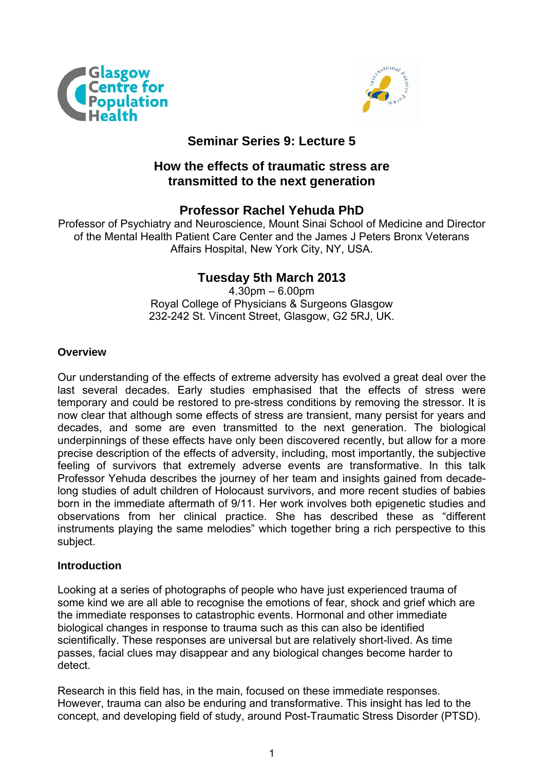## Seminar Series 9: Lecture 5

# How the effects of traumatic stress are transmitted to the next generation

### Professor Rachel Yehuda PhD

Professor of Psychiatry and Neuroscience, Mount Sinai School of Medicine and Director of the Mental Health Patient Care Center and the James J Peters Bronx Veterans Affairs Hospital, New York City, NY, USA.

### Tuesday 5th March 2013

4.30pm – 6.00pm
Royal College of Physicians & Surgeons Glasgow
232-242 St. Vincent Street, Glasgow, G2 5RJ, UK.

**Overview**

Our understanding of the effects of extreme adversity has evolved a great deal over the last several decades. Early studies emphasised that the effects of stress were temporary and could be restored to pre-stress conditions by removing the stressor. It is now clear that although some effects of stress are transient, many persist for years and decades, and some are even transmitted to the next generation. The biological underpinnings of these effects have only been discovered recently, but allow for a more precise description of the effects of adversity, including, most importantly, the subjective feeling of survivors that extremely adverse events are transformative. In this talk Professor Yehuda describes the journey of her team and insights gained from decade-long studies of adult children of Holocaust survivors, and more recent studies of babies born in the immediate aftermath of 9/11. Her work involves both epigenetic studies and observations from her clinical practice. She has described these as "different instruments playing the same melodies" which together bring a rich perspective to this subject.

**Introduction**

Looking at a series of photographs of people who have just experienced trauma of some kind we are all able to recognise the emotions of fear, shock and grief which are the immediate responses to catastrophic events. Hormonal and other immediate biological changes in response to trauma such as this can also be identified scientifically. These responses are universal but are relatively short-lived. As time passes, facial clues may disappear and any biological changes become harder to detect.

Research in this field has, in the main, focused on these immediate responses. However, trauma can also be enduring and transformative. This insight has led to the concept, and developing field of study, around Post-Traumatic Stress Disorder (PTSD).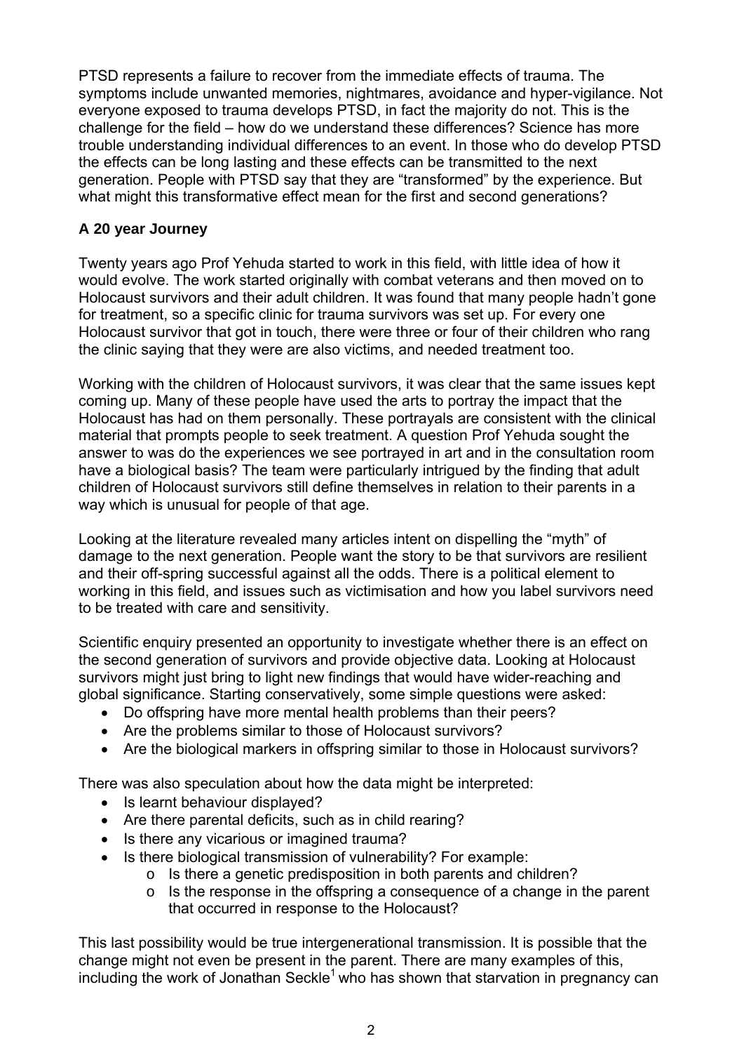PTSD represents a failure to recover from the immediate effects of trauma. The symptoms include unwanted memories, nightmares, avoidance and hyper-vigilance. Not everyone exposed to trauma develops PTSD, in fact the majority do not. This is the challenge for the field – how do we understand these differences? Science has more trouble understanding individual differences to an event. In those who do develop PTSD the effects can be long lasting and these effects can be transmitted to the next generation. People with PTSD say that they are "transformed" by the experience. But what might this transformative effect mean for the first and second generations?

**A 20 year Journey**

Twenty years ago Prof Yehuda started to work in this field, with little idea of how it would evolve. The work started originally with combat veterans and then moved on to Holocaust survivors and their adult children. It was found that many people hadn't gone for treatment, so a specific clinic for trauma survivors was set up. For every one Holocaust survivor that got in touch, there were three or four of their children who rang the clinic saying that they were are also victims, and needed treatment too.

Working with the children of Holocaust survivors, it was clear that the same issues kept coming up. Many of these people have used the arts to portray the impact that the Holocaust has had on them personally. These portrayals are consistent with the clinical material that prompts people to seek treatment. A question Prof Yehuda sought the answer to was do the experiences we see portrayed in art and in the consultation room have a biological basis? The team were particularly intrigued by the finding that adult children of Holocaust survivors still define themselves in relation to their parents in a way which is unusual for people of that age.

Looking at the literature revealed many articles intent on dispelling the "myth" of damage to the next generation. People want the story to be that survivors are resilient and their off-spring successful against all the odds. There is a political element to working in this field, and issues such as victimisation and how you label survivors need to be treated with care and sensitivity.

Scientific enquiry presented an opportunity to investigate whether there is an effect on the second generation of survivors and provide objective data. Looking at Holocaust survivors might just bring to light new findings that would have wider-reaching and global significance. Starting conservatively, some simple questions were asked:

- Do offspring have more mental health problems than their peers?
- Are the problems similar to those of Holocaust survivors?
- Are the biological markers in offspring similar to those in Holocaust survivors?

There was also speculation about how the data might be interpreted:

- Is learnt behaviour displayed?
- Are there parental deficits, such as in child rearing?
- Is there any vicarious or imagined trauma?
- Is there biological transmission of vulnerability? For example:
  - Is there a genetic predisposition in both parents and children?
  - Is the response in the offspring a consequence of a change in the parent that occurred in response to the Holocaust?

This last possibility would be true intergenerational transmission. It is possible that the change might not even be present in the parent. There are many examples of this, including the work of Jonathan Seckle[1] who has shown that starvation in pregnancy can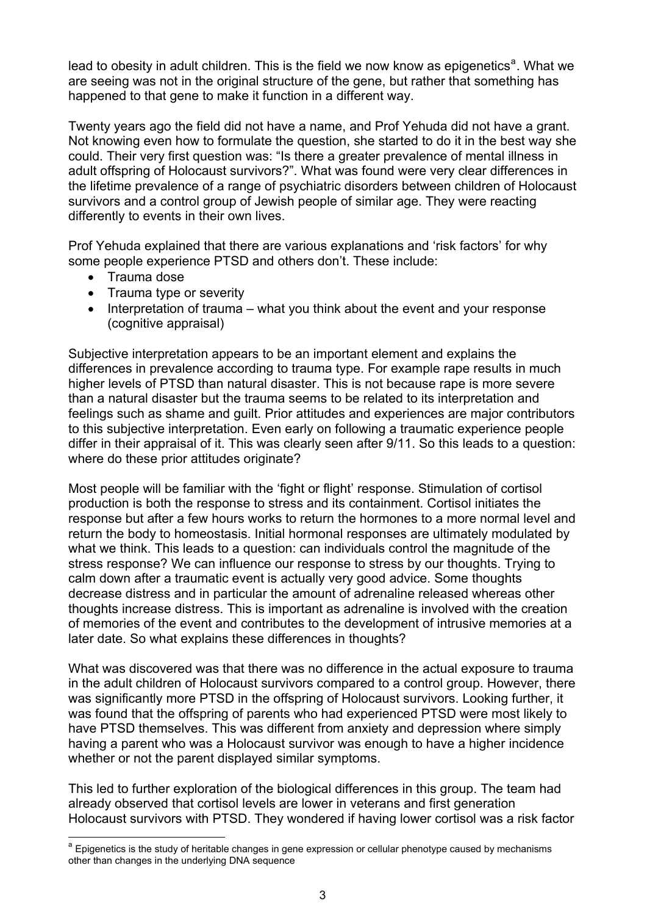lead to obesity in adult children. This is the field we now know as epigenetics[a]. What we are seeing was not in the original structure of the gene, but rather that something has happened to that gene to make it function in a different way.

Twenty years ago the field did not have a name, and Prof Yehuda did not have a grant. Not knowing even how to formulate the question, she started to do it in the best way she could. Their very first question was: "Is there a greater prevalence of mental illness in adult offspring of Holocaust survivors?". What was found were very clear differences in the lifetime prevalence of a range of psychiatric disorders between children of Holocaust survivors and a control group of Jewish people of similar age. They were reacting differently to events in their own lives.

Prof Yehuda explained that there are various explanations and 'risk factors' for why some people experience PTSD and others don't. These include:

- Trauma dose
- Trauma type or severity
- Interpretation of trauma – what you think about the event and your response (cognitive appraisal)

Subjective interpretation appears to be an important element and explains the differences in prevalence according to trauma type. For example rape results in much higher levels of PTSD than natural disaster. This is not because rape is more severe than a natural disaster but the trauma seems to be related to its interpretation and feelings such as shame and guilt. Prior attitudes and experiences are major contributors to this subjective interpretation. Even early on following a traumatic experience people differ in their appraisal of it. This was clearly seen after 9/11. So this leads to a question: where do these prior attitudes originate?

Most people will be familiar with the 'fight or flight' response. Stimulation of cortisol production is both the response to stress and its containment. Cortisol initiates the response but after a few hours works to return the hormones to a more normal level and return the body to homeostasis. Initial hormonal responses are ultimately modulated by what we think. This leads to a question: can individuals control the magnitude of the stress response? We can influence our response to stress by our thoughts. Trying to calm down after a traumatic event is actually very good advice. Some thoughts decrease distress and in particular the amount of adrenaline released whereas other thoughts increase distress. This is important as adrenaline is involved with the creation of memories of the event and contributes to the development of intrusive memories at a later date. So what explains these differences in thoughts?

What was discovered was that there was no difference in the actual exposure to trauma in the adult children of Holocaust survivors compared to a control group. However, there was significantly more PTSD in the offspring of Holocaust survivors. Looking further, it was found that the offspring of parents who had experienced PTSD were most likely to have PTSD themselves. This was different from anxiety and depression where simply having a parent who was a Holocaust survivor was enough to have a higher incidence whether or not the parent displayed similar symptoms.

This led to further exploration of the biological differences in this group. The team had already observed that cortisol levels are lower in veterans and first generation Holocaust survivors with PTSD. They wondered if having lower cortisol was a risk factor

[a] Epigenetics is the study of heritable changes in gene expression or cellular phenotype caused by mechanisms other than changes in the underlying DNA sequence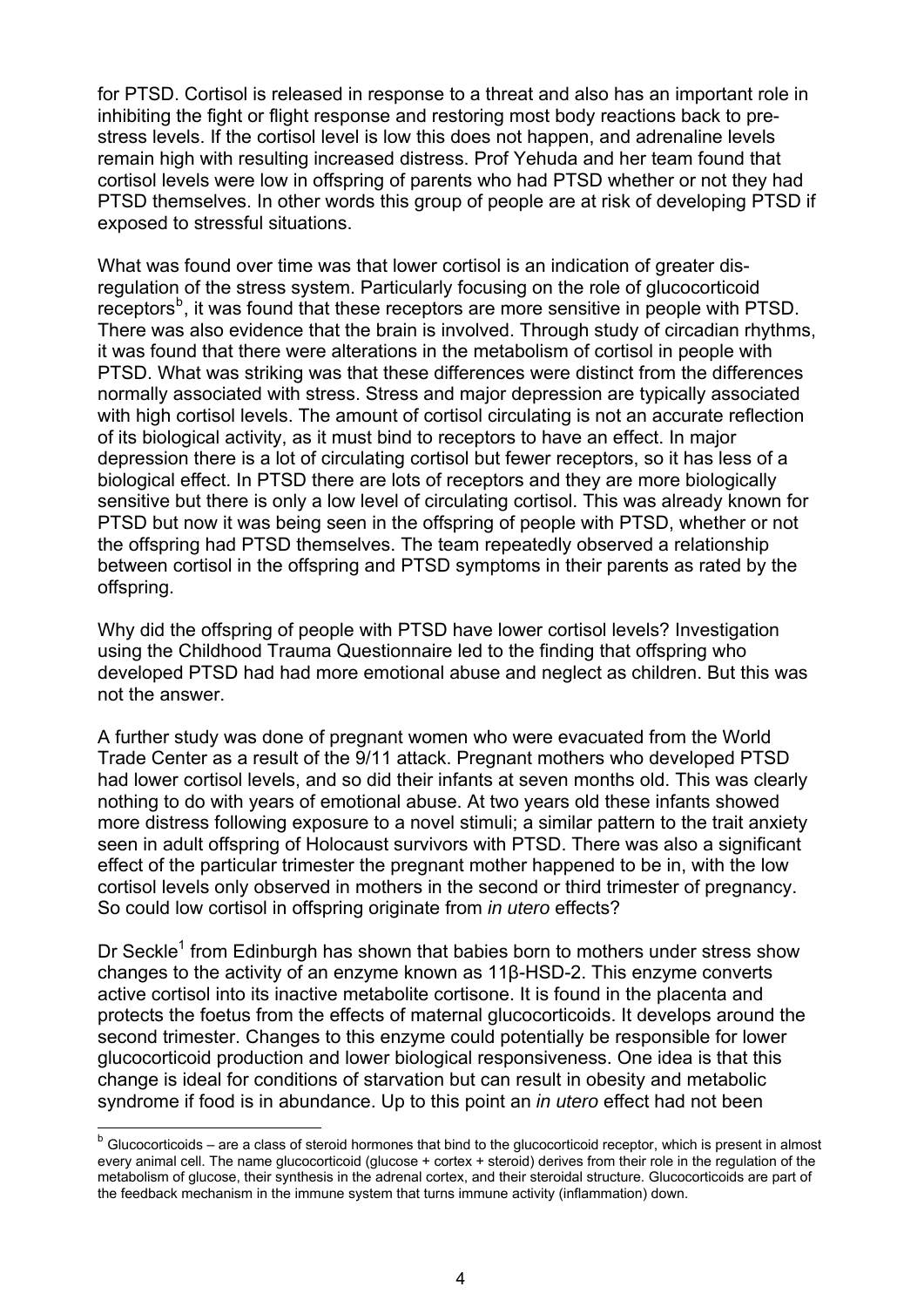for PTSD. Cortisol is released in response to a threat and also has an important role in inhibiting the fight or flight response and restoring most body reactions back to pre-stress levels. If the cortisol level is low this does not happen, and adrenaline levels remain high with resulting increased distress. Prof Yehuda and her team found that cortisol levels were low in offspring of parents who had PTSD whether or not they had PTSD themselves. In other words this group of people are at risk of developing PTSD if exposed to stressful situations.

What was found over time was that lower cortisol is an indication of greater dis-regulation of the stress system. Particularly focusing on the role of glucocorticoid receptors[b], it was found that these receptors are more sensitive in people with PTSD. There was also evidence that the brain is involved. Through study of circadian rhythms, it was found that there were alterations in the metabolism of cortisol in people with PTSD. What was striking was that these differences were distinct from the differences normally associated with stress. Stress and major depression are typically associated with high cortisol levels. The amount of cortisol circulating is not an accurate reflection of its biological activity, as it must bind to receptors to have an effect. In major depression there is a lot of circulating cortisol but fewer receptors, so it has less of a biological effect. In PTSD there are lots of receptors and they are more biologically sensitive but there is only a low level of circulating cortisol. This was already known for PTSD but now it was being seen in the offspring of people with PTSD, whether or not the offspring had PTSD themselves. The team repeatedly observed a relationship between cortisol in the offspring and PTSD symptoms in their parents as rated by the offspring.

Why did the offspring of people with PTSD have lower cortisol levels? Investigation using the Childhood Trauma Questionnaire led to the finding that offspring who developed PTSD had had more emotional abuse and neglect as children. But this was not the answer.

A further study was done of pregnant women who were evacuated from the World Trade Center as a result of the 9/11 attack. Pregnant mothers who developed PTSD had lower cortisol levels, and so did their infants at seven months old. This was clearly nothing to do with years of emotional abuse. At two years old these infants showed more distress following exposure to a novel stimuli; a similar pattern to the trait anxiety seen in adult offspring of Holocaust survivors with PTSD. There was also a significant effect of the particular trimester the pregnant mother happened to be in, with the low cortisol levels only observed in mothers in the second or third trimester of pregnancy. So could low cortisol in offspring originate from *in utero* effects?

Dr Seckle[1] from Edinburgh has shown that babies born to mothers under stress show changes to the activity of an enzyme known as 11β-HSD-2. This enzyme converts active cortisol into its inactive metabolite cortisone. It is found in the placenta and protects the foetus from the effects of maternal glucocorticoids. It develops around the second trimester. Changes to this enzyme could potentially be responsible for lower glucocorticoid production and lower biological responsiveness. One idea is that this change is ideal for conditions of starvation but can result in obesity and metabolic syndrome if food is in abundance. Up to this point an *in utero* effect had not been

---

[b] Glucocorticoids – are a class of steroid hormones that bind to the glucocorticoid receptor, which is present in almost every animal cell. The name glucocorticoid (glucose + cortex + steroid) derives from their role in the regulation of the metabolism of glucose, their synthesis in the adrenal cortex, and their steroidal structure. Glucocorticoids are part of the feedback mechanism in the immune system that turns immune activity (inflammation) down.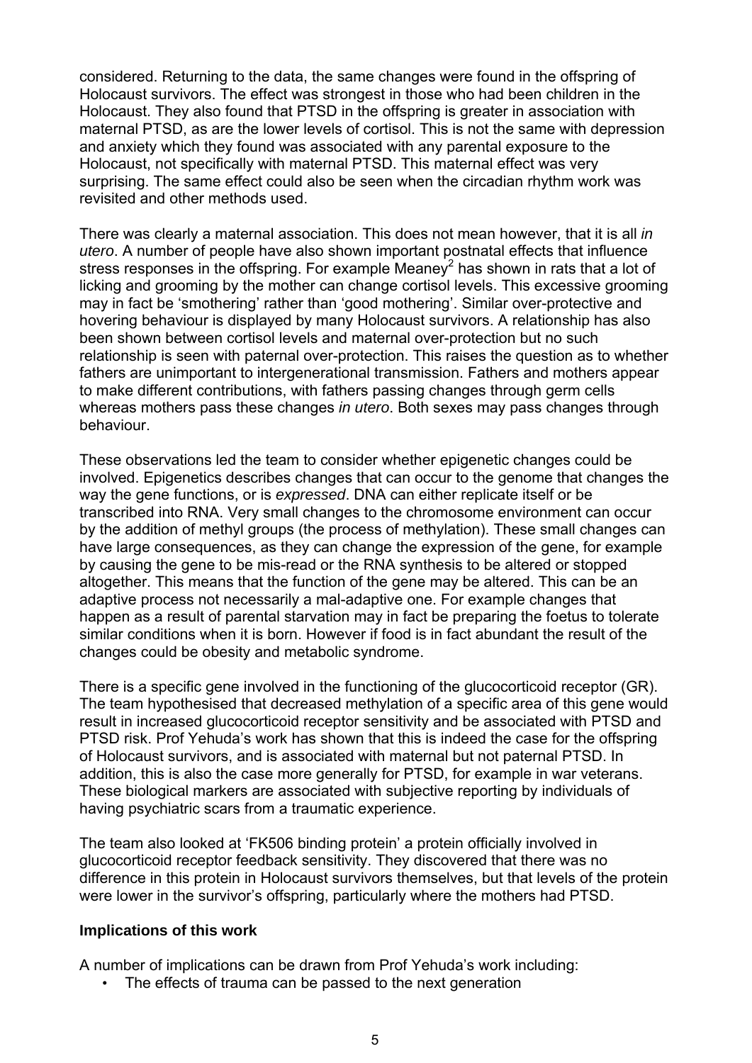considered. Returning to the data, the same changes were found in the offspring of Holocaust survivors. The effect was strongest in those who had been children in the Holocaust. They also found that PTSD in the offspring is greater in association with maternal PTSD, as are the lower levels of cortisol. This is not the same with depression and anxiety which they found was associated with any parental exposure to the Holocaust, not specifically with maternal PTSD. This maternal effect was very surprising. The same effect could also be seen when the circadian rhythm work was revisited and other methods used.

There was clearly a maternal association. This does not mean however, that it is all *in utero*. A number of people have also shown important postnatal effects that influence stress responses in the offspring. For example Meaney[2] has shown in rats that a lot of licking and grooming by the mother can change cortisol levels. This excessive grooming may in fact be 'smothering' rather than 'good mothering'. Similar over-protective and hovering behaviour is displayed by many Holocaust survivors. A relationship has also been shown between cortisol levels and maternal over-protection but no such relationship is seen with paternal over-protection. This raises the question as to whether fathers are unimportant to intergenerational transmission. Fathers and mothers appear to make different contributions, with fathers passing changes through germ cells whereas mothers pass these changes *in utero*. Both sexes may pass changes through behaviour.

These observations led the team to consider whether epigenetic changes could be involved. Epigenetics describes changes that can occur to the genome that changes the way the gene functions, or is *expressed*. DNA can either replicate itself or be transcribed into RNA. Very small changes to the chromosome environment can occur by the addition of methyl groups (the process of methylation). These small changes can have large consequences, as they can change the expression of the gene, for example by causing the gene to be mis-read or the RNA synthesis to be altered or stopped altogether. This means that the function of the gene may be altered. This can be an adaptive process not necessarily a mal-adaptive one. For example changes that happen as a result of parental starvation may in fact be preparing the foetus to tolerate similar conditions when it is born. However if food is in fact abundant the result of the changes could be obesity and metabolic syndrome.

There is a specific gene involved in the functioning of the glucocorticoid receptor (GR). The team hypothesised that decreased methylation of a specific area of this gene would result in increased glucocorticoid receptor sensitivity and be associated with PTSD and PTSD risk. Prof Yehuda's work has shown that this is indeed the case for the offspring of Holocaust survivors, and is associated with maternal but not paternal PTSD. In addition, this is also the case more generally for PTSD, for example in war veterans. These biological markers are associated with subjective reporting by individuals of having psychiatric scars from a traumatic experience.

The team also looked at 'FK506 binding protein' a protein officially involved in glucocorticoid receptor feedback sensitivity. They discovered that there was no difference in this protein in Holocaust survivors themselves, but that levels of the protein were lower in the survivor's offspring, particularly where the mothers had PTSD.

**Implications of this work**

A number of implications can be drawn from Prof Yehuda's work including:

- The effects of trauma can be passed to the next generation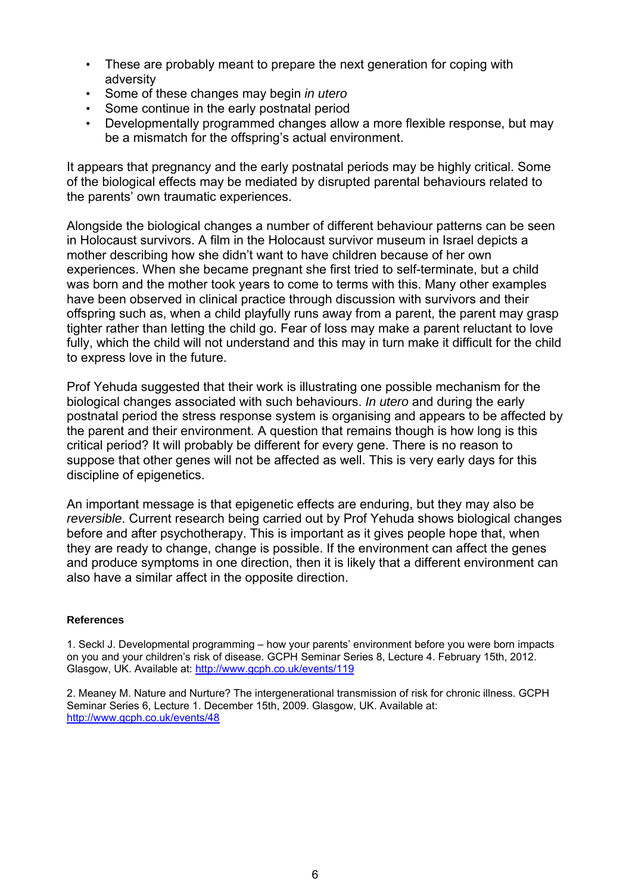- These are probably meant to prepare the next generation for coping with adversity
- Some of these changes may begin *in utero*
- Some continue in the early postnatal period
- Developmentally programmed changes allow a more flexible response, but may be a mismatch for the offspring's actual environment.

It appears that pregnancy and the early postnatal periods may be highly critical. Some of the biological effects may be mediated by disrupted parental behaviours related to the parents' own traumatic experiences.

Alongside the biological changes a number of different behaviour patterns can be seen in Holocaust survivors. A film in the Holocaust survivor museum in Israel depicts a mother describing how she didn't want to have children because of her own experiences. When she became pregnant she first tried to self-terminate, but a child was born and the mother took years to come to terms with this. Many other examples have been observed in clinical practice through discussion with survivors and their offspring such as, when a child playfully runs away from a parent, the parent may grasp tighter rather than letting the child go. Fear of loss may make a parent reluctant to love fully, which the child will not understand and this may in turn make it difficult for the child to express love in the future.

Prof Yehuda suggested that their work is illustrating one possible mechanism for the biological changes associated with such behaviours. *In utero* and during the early postnatal period the stress response system is organising and appears to be affected by the parent and their environment. A question that remains though is how long is this critical period? It will probably be different for every gene. There is no reason to suppose that other genes will not be affected as well. This is very early days for this discipline of epigenetics.

An important message is that epigenetic effects are enduring, but they may also be *reversible*. Current research being carried out by Prof Yehuda shows biological changes before and after psychotherapy. This is important as it gives people hope that, when they are ready to change, change is possible. If the environment can affect the genes and produce symptoms in one direction, then it is likely that a different environment can also have a similar affect in the opposite direction.

**References**

1. Seckl J. Developmental programming – how your parents' environment before you were born impacts on you and your children's risk of disease. GCPH Seminar Series 8, Lecture 4. February 15th, 2012. Glasgow, UK. Available at: http://www.gcph.co.uk/events/119

2. Meaney M. Nature and Nurture? The intergenerational transmission of risk for chronic illness. GCPH Seminar Series 6, Lecture 1. December 15th, 2009. Glasgow, UK. Available at: http://www.gcph.co.uk/events/48